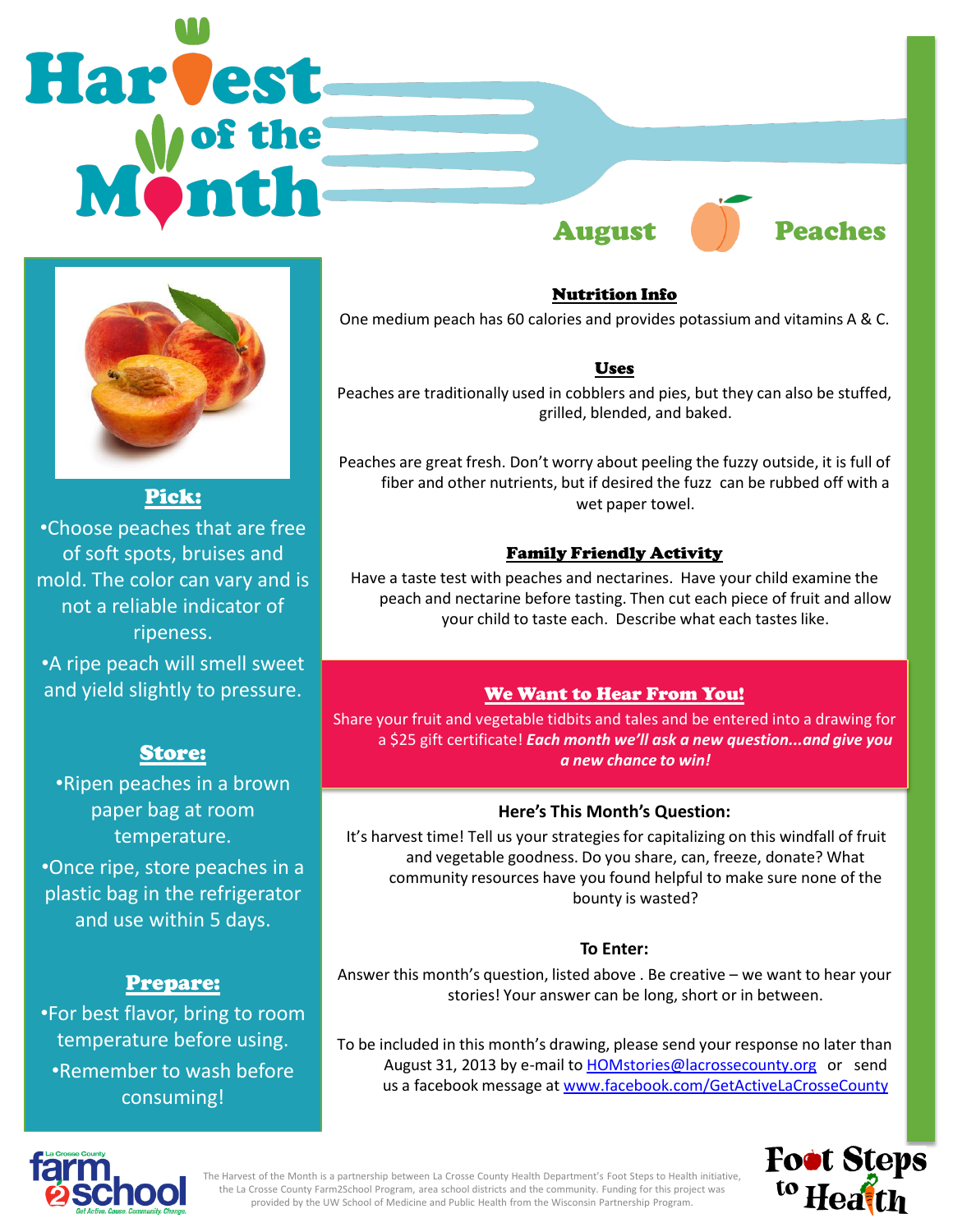# Harvest of the Month

## August — Peaches

### Pick:

- Choose peaches that are free of soft spots, bruises and mold. The color can vary and is not a reliable indicator of ripeness.
- A ripe peach will smell sweet and yield slightly to pressure.

### Store:

- Ripen peaches in a brown paper bag at room temperature.
- Once ripe, store peaches in a plastic bag in the refrigerator and use within 5 days.

### Prepare:

- For best flavor, bring to room temperature before using.
- Remember to wash before consuming!

### Nutrition Info

One medium peach has 60 calories and provides potassium and vitamins A & C.

### Uses

Peaches are traditionally used in cobblers and pies, but they can also be stuffed, grilled, blended, and baked.

Peaches are great fresh. Don't worry about peeling the fuzzy outside, it is full of fiber and other nutrients, but if desired the fuzz can be rubbed off with a wet paper towel.

### Family Friendly Activity

Have a taste test with peaches and nectarines. Have your child examine the peach and nectarine before tasting. Then cut each piece of fruit and allow your child to taste each. Describe what each tastes like.

### We Want to Hear From You!

Share your fruit and vegetable tidbits and tales and be entered into a drawing for a $25 gift certificate! ***Each month we'll ask a new question...and give you a new chance to win!***

**Here's This Month's Question:**

It's harvest time! Tell us your strategies for capitalizing on this windfall of fruit and vegetable goodness. Do you share, can, freeze, donate? What community resources have you found helpful to make sure none of the bounty is wasted?

**To Enter:**

Answer this month's question, listed above . Be creative – we want to hear your stories! Your answer can be long, short or in between.

To be included in this month's drawing, please send your response no later than August 31, 2013 by e-mail to HOMstories@lacrossecounty.org or send us a facebook message at www.facebook.com/GetActiveLaCrosseCounty

La Crosse County farm2school — Get Active. Cause. Community. Change.

The Harvest of the Month is a partnership between La Crosse County Health Department's Foot Steps to Health initiative, the La Crosse County Farm2School Program, area school districts and the community. Funding for this project was provided by the UW School of Medicine and Public Health from the Wisconsin Partnership Program.

Foot Steps to Health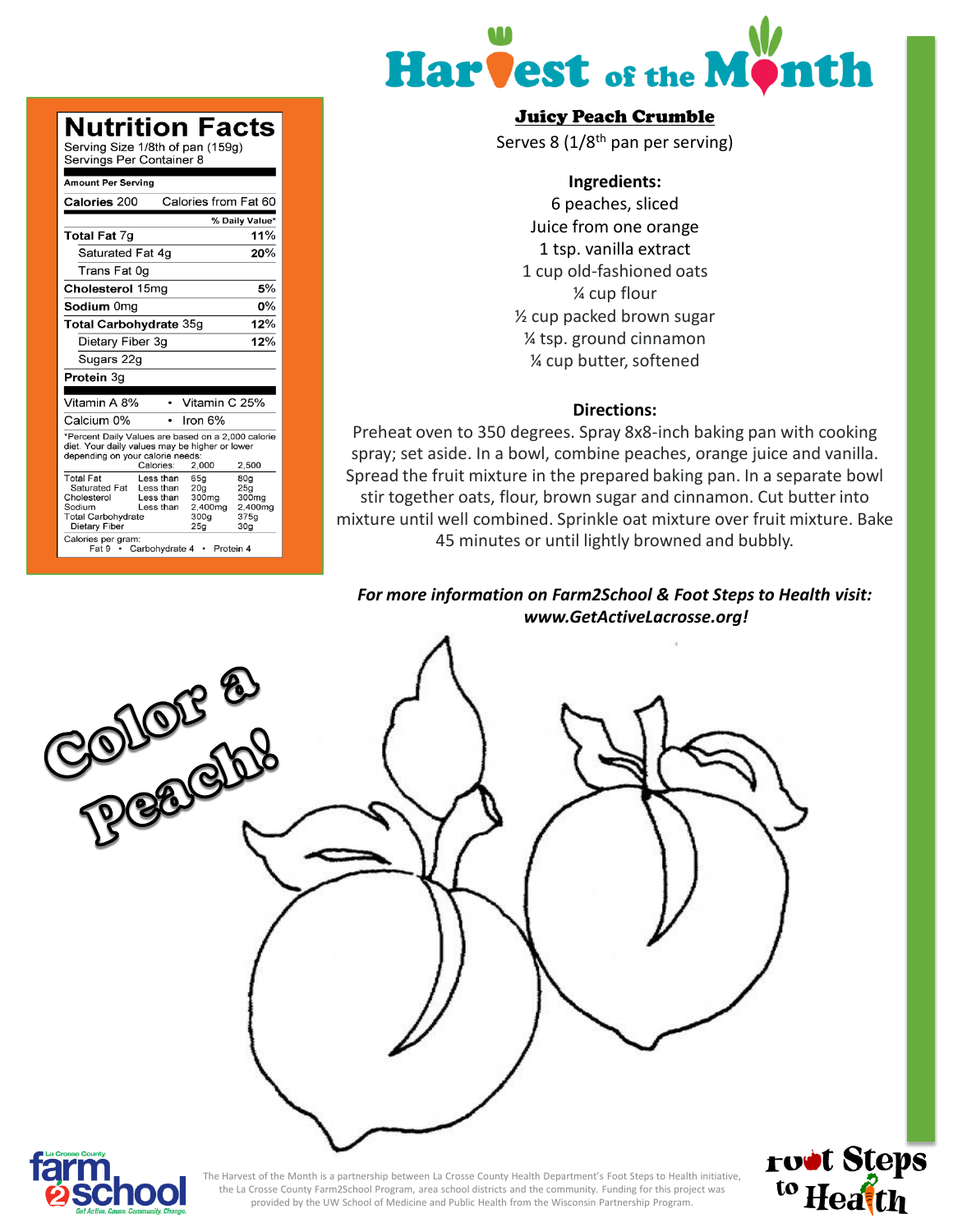# Harvest of the Month

## Juicy Peach Crumble

Serves 8 (1/8th pan per serving)

**Ingredients:**

6 peaches, sliced
Juice from one orange
1 tsp. vanilla extract
1 cup old-fashioned oats
¼ cup flour
½ cup packed brown sugar
¼ tsp. ground cinnamon
¼ cup butter, softened

**Directions:**

Preheat oven to 350 degrees. Spray 8x8-inch baking pan with cooking spray; set aside. In a bowl, combine peaches, orange juice and vanilla. Spread the fruit mixture in the prepared baking pan. In a separate bowl stir together oats, flour, brown sugar and cinnamon. Cut butter into mixture until well combined. Sprinkle oat mixture over fruit mixture. Bake 45 minutes or until lightly browned and bubbly.

***For more information on Farm2School & Foot Steps to Health visit: www.GetActiveLacrosse.org!***

## Nutrition Facts

Serving Size 1/8th of pan (159g)
Servings Per Container 8

| Amount Per Serving | |
|---|---|
| **Calories** 200 | Calories from Fat 60 |
| | % Daily Value* |
| **Total Fat** 7g | 11% |
| Saturated Fat 4g | 20% |
| Trans Fat 0g | |
| **Cholesterol** 15mg | 5% |
| **Sodium** 0mg | 0% |
| **Total Carbohydrate** 35g | 12% |
| Dietary Fiber 3g | 12% |
| Sugars 22g | |
| **Protein** 3g | |

Vitamin A 8% • Vitamin C 25%
Calcium 0% • Iron 6%

*Percent Daily Values are based on a 2,000 calorie diet. Your daily values may be higher or lower depending on your calorie needs:

| | | Calories: 2,000 | 2,500 |
|---|---|---|---|
| Total Fat | Less than | 65g | 80g |
| Saturated Fat | Less than | 20g | 25g |
| Cholesterol | Less than | 300mg | 300mg |
| Sodium | Less than | 2,400mg | 2,400mg |
| Total Carbohydrate | | 300g | 375g |
| Dietary Fiber | | 25g | 30g |

Calories per gram:
Fat 9 • Carbohydrate 4 • Protein 4

Color a Peach!

The Harvest of the Month is a partnership between La Crosse County Health Department's Foot Steps to Health initiative, the La Crosse County Farm2School Program, area school districts and the community. Funding for this project was provided by the UW School of Medicine and Public Health from the Wisconsin Partnership Program.

La Crosse County farm 2 school — Get Active. Cause. Community. Change.

Foot Steps to Health